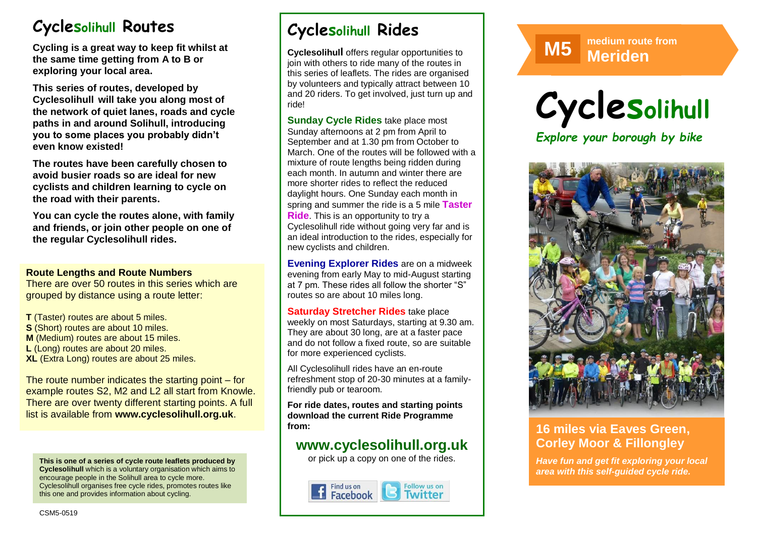# Cyclesolihull Routes

**Cycling is a great way to keep fit whilst at the same time getting from A to B or exploring your local area.**

**This series of routes, developed by Cyclesolihull will take you along most of the network of quiet lanes, roads and cycle paths in and around Solihull, introducing you to some places you probably didn't even know existed!**

**The routes have been carefully chosen to avoid busier roads so are ideal for new cyclists and children learning to cycle on the road with their parents.**

**You can cycle the routes alone, with family and friends, or join other people on one of the regular Cyclesolihull rides.**

**Route Lengths and Route Numbers**

There are over 50 routes in this series which are grouped by distance using a route letter:

**T** (Taster) routes are about 5 miles.
**S** (Short) routes are about 10 miles.
**M** (Medium) routes are about 15 miles.
**L** (Long) routes are about 20 miles.
**XL** (Extra Long) routes are about 25 miles.

The route number indicates the starting point – for example routes S2, M2 and L2 all start from Knowle. There are over twenty different starting points. A full list is available from **www.cyclesolihull.org.uk**.

**This is one of a series of cycle route leaflets produced by Cyclesolihull** which is a voluntary organisation which aims to encourage people in the Solihull area to cycle more. Cyclesolihull organises free cycle rides, promotes routes like this one and provides information about cycling.

CSM5-0519

# Cyclesolihull Rides

**Cyclesolihull** offers regular opportunities to join with others to ride many of the routes in this series of leaflets. The rides are organised by volunteers and typically attract between 10 and 20 riders. To get involved, just turn up and ride!

**Sunday Cycle Rides** take place most Sunday afternoons at 2 pm from April to September and at 1.30 pm from October to March. One of the routes will be followed with a mixture of route lengths being ridden during each month. In autumn and winter there are more shorter rides to reflect the reduced daylight hours. One Sunday each month in spring and summer the ride is a 5 mile **Taster Ride**. This is an opportunity to try a Cyclesolihull ride without going very far and is an ideal introduction to the rides, especially for new cyclists and children.

**Evening Explorer Rides** are on a midweek evening from early May to mid-August starting at 7 pm. These rides all follow the shorter "S" routes so are about 10 miles long.

**Saturday Stretcher Rides** take place weekly on most Saturdays, starting at 9.30 am. They are about 30 long, are at a faster pace and do not follow a fixed route, so are suitable for more experienced cyclists.

All Cyclesolihull rides have an en-route refreshment stop of 20-30 minutes at a family-friendly pub or tearoom.

**For ride dates, routes and starting points download the current Ride Programme from:**

## www.cyclesolihull.org.uk

or pick up a copy on one of the rides.

Find us on Facebook | Follow us on Twitter

**M5** medium route from **Meriden**

# Cyclesolihull

*Explore your borough by bike*

## 16 miles via Eaves Green, Corley Moor & Fillongley

***Have fun and get fit exploring your local area with this self-guided cycle ride.***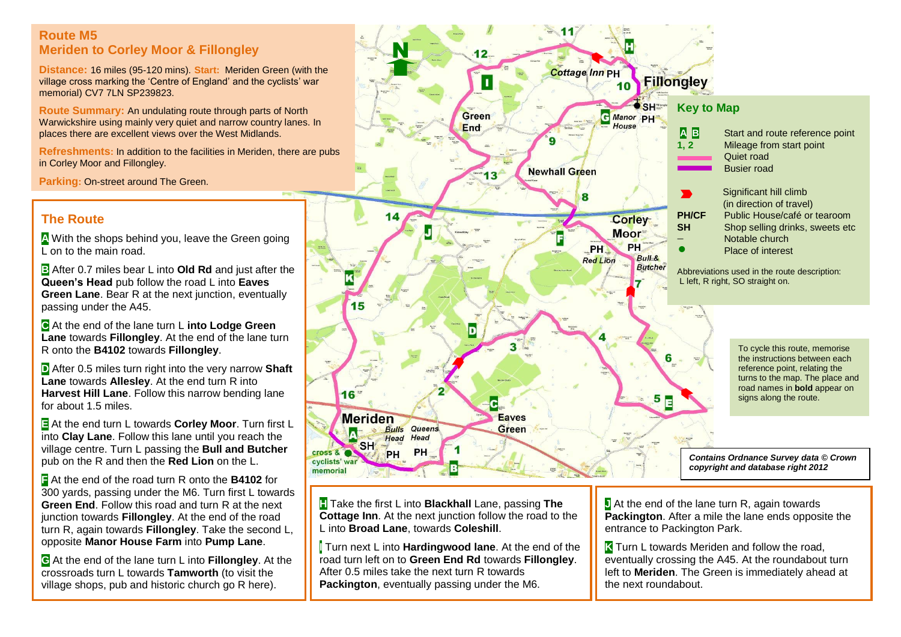## Route M5
## Meriden to Corley Moor & Fillongley

**Distance:** 16 miles (95-120 mins). **Start:** Meriden Green (with the village cross marking the 'Centre of England' and the cyclists' war memorial) CV7 7LN SP239823.

**Route Summary:** An undulating route through parts of North Warwickshire using mainly very quiet and narrow country lanes. In places there are excellent views over the West Midlands.

**Refreshments:** In addition to the facilities in Meriden, there are pubs in Corley Moor and Fillongley.

**Parking:** On-street around The Green.

### The Route

**A** With the shops behind you, leave the Green going L on to the main road.

**B** After 0.7 miles bear L into **Old Rd** and just after the **Queen's Head** pub follow the road L into **Eaves Green Lane**. Bear R at the next junction, eventually passing under the A45.

**C** At the end of the lane turn L **into Lodge Green Lane** towards **Fillongley**. At the end of the lane turn R onto the **B4102** towards **Fillongley**.

**D** After 0.5 miles turn right into the very narrow **Shaft Lane** towards **Allesley**. At the end turn R into **Harvest Hill Lane**. Follow this narrow bending lane for about 1.5 miles.

**E** At the end turn L towards **Corley Moor**. Turn first L into **Clay Lane**. Follow this lane until you reach the village centre. Turn L passing the **Bull and Butcher** pub on the R and then the **Red Lion** on the L.

**F** At the end of the road turn R onto the **B4102** for 300 yards, passing under the M6. Turn first L towards **Green End**. Follow this road and turn R at the next junction towards **Fillongley**. At the end of the road turn R, again towards **Fillongley**. Take the second L, opposite **Manor House Farm** into **Pump Lane**.

**G** At the end of the lane turn L into **Fillongley**. At the crossroads turn L towards **Tamworth** (to visit the village shops, pub and historic church go R here).

**H** Take the first L into **Blackhall** Lane, passing **The Cottage Inn**. At the next junction follow the road to the L into **Broad Lane**, towards **Coleshill**.

**I** Turn next L into **Hardingwood lane**. At the end of the road turn left on to **Green End Rd** towards **Fillongley**. After 0.5 miles take the next turn R towards **Packington**, eventually passing under the M6.

**J** At the end of the lane turn R, again towards **Packington**. After a mile the lane ends opposite the entrance to Packington Park.

**K** Turn L towards Meriden and follow the road, eventually crossing the A45. At the roundabout turn left to **Meriden**. The Green is immediately ahead at the next roundabout.

### Key to Map

| | |
|---|---|
| A B | Start and route reference point |
| 1, 2 | Mileage from start point |
| | Quiet road |
| | Busier road |
| | Significant hill climb (in direction of travel) |
| PH/CF | Public House/café or tearoom |
| SH | Shop selling drinks, sweets etc |
| | Notable church |
| | Place of interest |

Abbreviations used in the route description: L left, R right, SO straight on.

To cycle this route, memorise the instructions between each reference point, relating the turns to the map. The place and road names in **bold** appear on signs along the route.

***Contains Ordnance Survey data © Crown copyright and database right 2012***